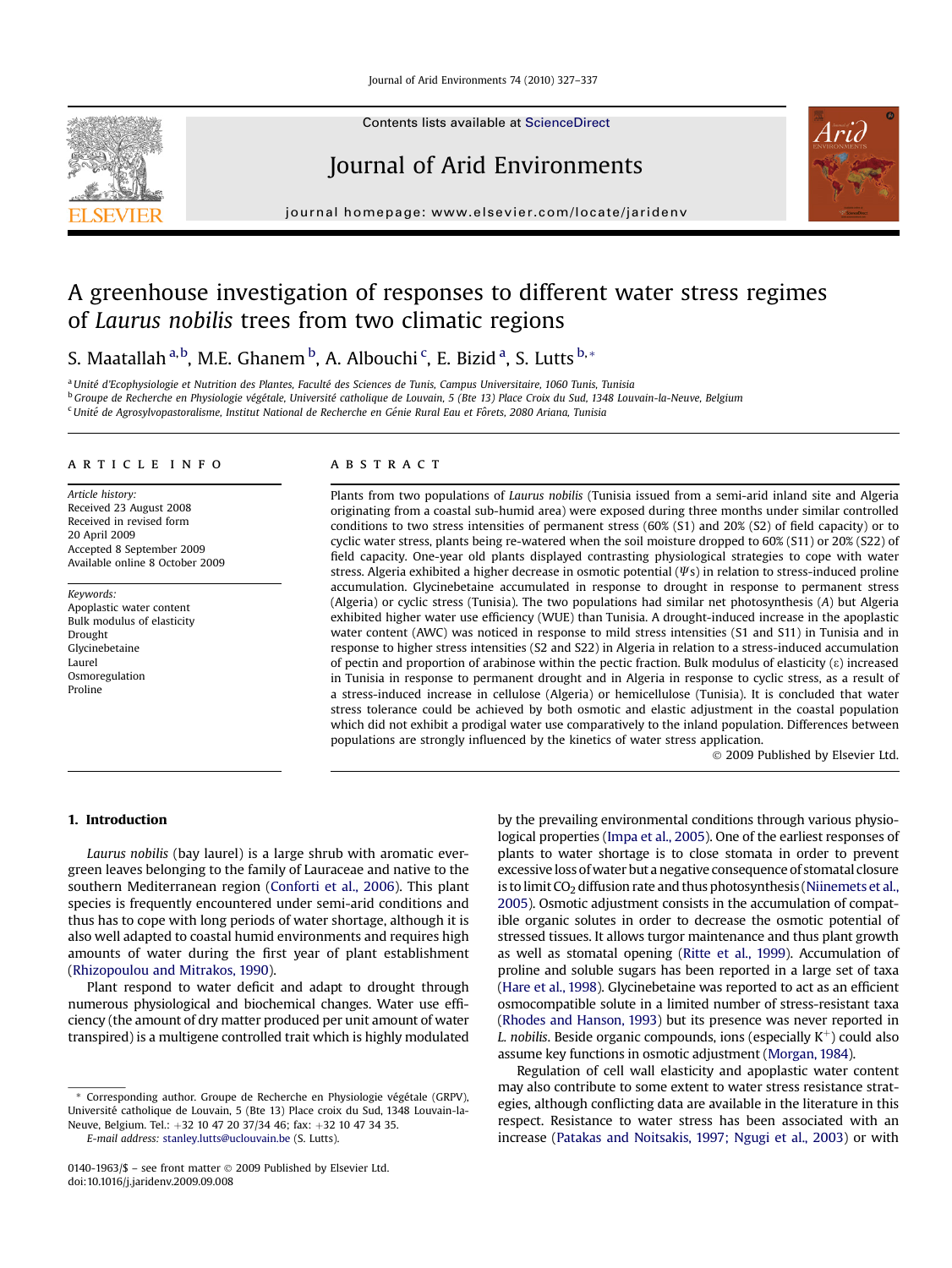# A greenhouse investigation of responses to different water stress regimes of *Laurus nobilis* trees from two climatic regions

S. Maatallah[a,b], M.E. Ghanem[b], A. Albouchi[c], E. Bizid[a], S. Lutts[b,*]

[a] Unité d'Ecophysiologie et Nutrition des Plantes, Faculté des Sciences de Tunis, Campus Universitaire, 1060 Tunis, Tunisia
[b] Groupe de Recherche en Physiologie végétale, Université catholique de Louvain, 5 (Bte 13) Place Croix du Sud, 1348 Louvain-la-Neuve, Belgium
[c] Unité de Agrosylvopastoralisme, Institut National de Recherche en Génie Rural Eau et Fôrets, 2080 Ariana, Tunisia

## ARTICLE INFO

*Article history:*
Received 23 August 2008
Received in revised form 20 April 2009
Accepted 8 September 2009
Available online 8 October 2009

*Keywords:*
Apoplastic water content
Bulk modulus of elasticity
Drought
Glycinebetaine
Laurel
Osmoregulation
Proline

## ABSTRACT

Plants from two populations of *Laurus nobilis* (Tunisia issued from a semi-arid inland site and Algeria originating from a coastal sub-humid area) were exposed during three months under similar controlled conditions to two stress intensities of permanent stress (60% (S1) and 20% (S2) of field capacity) or to cyclic water stress, plants being re-watered when the soil moisture dropped to 60% (S11) or 20% (S22) of field capacity. One-year old plants displayed contrasting physiological strategies to cope with water stress. Algeria exhibited a higher decrease in osmotic potential ($\Psi s$) in relation to stress-induced proline accumulation. Glycinebetaine accumulated in response to drought in response to permanent stress (Algeria) or cyclic stress (Tunisia). The two populations had similar net photosynthesis ($A$) but Algeria exhibited higher water use efficiency (WUE) than Tunisia. A drought-induced increase in the apoplastic water content (AWC) was noticed in response to mild stress intensities (S1 and S11) in Tunisia and in response to higher stress intensities (S2 and S22) in Algeria in relation to a stress-induced accumulation of pectin and proportion of arabinose within the pectic fraction. Bulk modulus of elasticity ($\varepsilon$) increased in Tunisia in response to permanent drought and in Algeria in response to cyclic stress, as a result of a stress-induced increase in cellulose (Algeria) or hemicellulose (Tunisia). It is concluded that water stress tolerance could be achieved by both osmotic and elastic adjustment in the coastal population which did not exhibit a prodigal water use comparatively to the inland population. Differences between populations are strongly influenced by the kinetics of water stress application.

© 2009 Published by Elsevier Ltd.

## 1. Introduction

*Laurus nobilis* (bay laurel) is a large shrub with aromatic evergreen leaves belonging to the family of Lauraceae and native to the southern Mediterranean region (Conforti et al., 2006). This plant species is frequently encountered under semi-arid conditions and thus has to cope with long periods of water shortage, although it is also well adapted to coastal humid environments and requires high amounts of water during the first year of plant establishment (Rhizopoulou and Mitrakos, 1990).

Plant respond to water deficit and adapt to drought through numerous physiological and biochemical changes. Water use efficiency (the amount of dry matter produced per unit amount of water transpired) is a multigene controlled trait which is highly modulated by the prevailing environmental conditions through various physiological properties (Impa et al., 2005). One of the earliest responses of plants to water shortage is to close stomata in order to prevent excessive loss of water but a negative consequence of stomatal closure is to limit $CO_2$ diffusion rate and thus photosynthesis (Niinemets et al., 2005). Osmotic adjustment consists in the accumulation of compatible organic solutes in order to decrease the osmotic potential of stressed tissues. It allows turgor maintenance and thus plant growth as well as stomatal opening (Ritte et al., 1999). Accumulation of proline and soluble sugars has been reported in a large set of taxa (Hare et al., 1998). Glycinebetaine was reported to act as an efficient osmocompatible solute in a limited number of stress-resistant taxa (Rhodes and Hanson, 1993) but its presence was never reported in *L. nobilis*. Beside organic compounds, ions (especially $K^+$) could also assume key functions in osmotic adjustment (Morgan, 1984).

Regulation of cell wall elasticity and apoplastic water content may also contribute to some extent to water stress resistance strategies, although conflicting data are available in the literature in this respect. Resistance to water stress has been associated with an increase (Patakas and Noitsakis, 1997; Ngugi et al., 2003) or with

\* Corresponding author. Groupe de Recherche en Physiologie végétale (GRPV), Université catholique de Louvain, 5 (Bte 13) Place croix du Sud, 1348 Louvain-la-Neuve, Belgium. Tel.: +32 10 47 20 37/34 46; fax: +32 10 47 34 35.
*E-mail address:* stanley.lutts@uclouvain.be (S. Lutts).

0140-1963/$ – see front matter © 2009 Published by Elsevier Ltd.
doi:10.1016/j.jaridenv.2009.09.008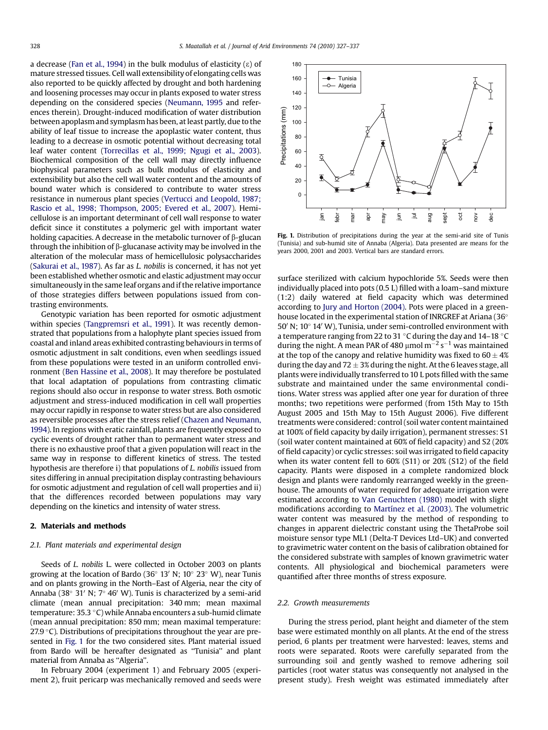a decrease (Fan et al., 1994) in the bulk modulus of elasticity (ε) of mature stressed tissues. Cell wall extensibility of elongating cells was also reported to be quickly affected by drought and both hardening and loosening processes may occur in plants exposed to water stress depending on the considered species (Neumann, 1995 and references therein). Drought-induced modification of water distribution between apoplasm and symplasm has been, at least partly, due to the ability of leaf tissue to increase the apoplastic water content, thus leading to a decrease in osmotic potential without decreasing total leaf water content (Torrecillas et al., 1999; Ngugi et al., 2003). Biochemical composition of the cell wall may directly influence biophysical parameters such as bulk modulus of elasticity and extensibility but also the cell wall water content and the amounts of bound water which is considered to contribute to water stress resistance in numerous plant species (Vertucci and Leopold, 1987; Rascio et al., 1998; Thompson, 2005; Evered et al., 2007). Hemicellulose is an important determinant of cell wall response to water deficit since it constitutes a polymeric gel with important water holding capacities. A decrease in the metabolic turnover of β-glucan through the inhibition of β-glucanase activity may be involved in the alteration of the molecular mass of hemicellulosic polysaccharides (Sakurai et al., 1987). As far as *L. nobilis* is concerned, it has not yet been established whether osmotic and elastic adjustment may occur simultaneously in the same leaf organs and if the relative importance of those strategies differs between populations issued from contrasting environments.

Genotypic variation has been reported for osmotic adjustment within species (Tangpremsri et al., 1991). It was recently demonstrated that populations from a halophyte plant species issued from coastal and inland areas exhibited contrasting behaviours in terms of osmotic adjustment in salt conditions, even when seedlings issued from these populations were tested in an uniform controlled environment (Ben Hassine et al., 2008). It may therefore be postulated that local adaptation of populations from contrasting climatic regions should also occur in response to water stress. Both osmotic adjustment and stress-induced modification in cell wall properties may occur rapidly in response to water stress but are also considered as reversible processes after the stress relief (Chazen and Neumann, 1994). In regions with eratic rainfall, plants are frequently exposed to cyclic events of drought rather than to permanent water stress and there is no exhaustive proof that a given population will react in the same way in response to different kinetics of stress. The tested hypothesis are therefore i) that populations of *L. nobilis* issued from sites differing in annual precipitation display contrasting behaviours for osmotic adjustment and regulation of cell wall properties and ii) that the differences recorded between populations may vary depending on the kinetics and intensity of water stress.

## 2. Materials and methods

### 2.1. Plant materials and experimental design

Seeds of *L. nobilis* L. were collected in October 2003 on plants growing at the location of Bardo (36° 13′ N; 10° 23′ W), near Tunis and on plants growing in the North–East of Algeria, near the city of Annaba (38° 31′ N; 7° 46′ W). Tunis is characterized by a semi-arid climate (mean annual precipitation: 340 mm; mean maximal temperature: 35.3 °C) while Annaba encounters a sub-humid climate (mean annual precipitation: 850 mm; mean maximal temperature: 27.9 °C). Distributions of precipitations throughout the year are presented in Fig. 1 for the two considered sites. Plant material issued from Bardo will be hereafter designated as "Tunisia" and plant material from Annaba as "Algeria".

In February 2004 (experiment 1) and February 2005 (experiment 2), fruit pericarp was mechanically removed and seeds were surface sterilized with calcium hypochloride 5%. Seeds were then individually placed into pots (0.5 L) filled with a loam–sand mixture (1:2) daily watered at field capacity which was determined according to Jury and Horton (2004). Pots were placed in a greenhouse located in the experimental station of INRGREF at Ariana (36° 50′ N; 10° 14′ W), Tunisia, under semi-controlled environment with a temperature ranging from 22 to 31 °C during the day and 14–18 °C during the night. A mean PAR of 480 μmol $m^{-2}$ $s^{-1}$ was maintained at the top of the canopy and relative humidity was fixed to 60 ± 4% during the day and 72 ± 3% during the night. At the 6 leaves stage, all plants were individually transferred to 10 L pots filled with the same substrate and maintained under the same environmental conditions. Water stress was applied after one year for duration of three months; two repetitions were performed (from 15th May to 15th August 2005 and 15th May to 15th August 2006). Five different treatments were considered: control (soil water content maintained at 100% of field capacity by daily irrigation), permanent stresses: S1 (soil water content maintained at 60% of field capacity) and S2 (20% of field capacity) or cyclic stresses: soil was irrigated to field capacity when its water content fell to 60% (S11) or 20% (S12) of the field capacity. Plants were disposed in a complete randomized block design and plants were randomly rearranged weekly in the greenhouse. The amounts of water required for adequate irrigation were estimated according to Van Genuchten (1980) model with slight modifications according to Martínez et al. (2003). The volumetric water content was measured by the method of responding to changes in apparent dielectric constant using the ThetaProbe soil moisture sensor type ML1 (Delta-T Devices Ltd–UK) and converted to gravimetric water content on the basis of calibration obtained for the considered substrate with samples of known gravimetric water contents. All physiological and biochemical parameters were quantified after three months of stress exposure.

Precipitations (mm)
180
160
140
120
100
80
60
40
20
0
jan febr mar apr may jun jul aug sept oct nov dec
Tunisia
Algeria

**Fig. 1.** Distribution of precipitations during the year at the semi-arid site of Tunis (Tunisia) and sub-humid site of Annaba (Algeria). Data presented are means for the years 2000, 2001 and 2003. Vertical bars are standard errors.

### 2.2. Growth measurements

During the stress period, plant height and diameter of the stem base were measured monthly on all plants. At the end of the stress period, 6 plants per treatment were harvested: leaves, stems and roots were separated. Roots were carefully separated from the surrounding soil and gently washed to remove adhering soil particles (root water status was consequently not analysed in the present study). Fresh weight was estimated immediately after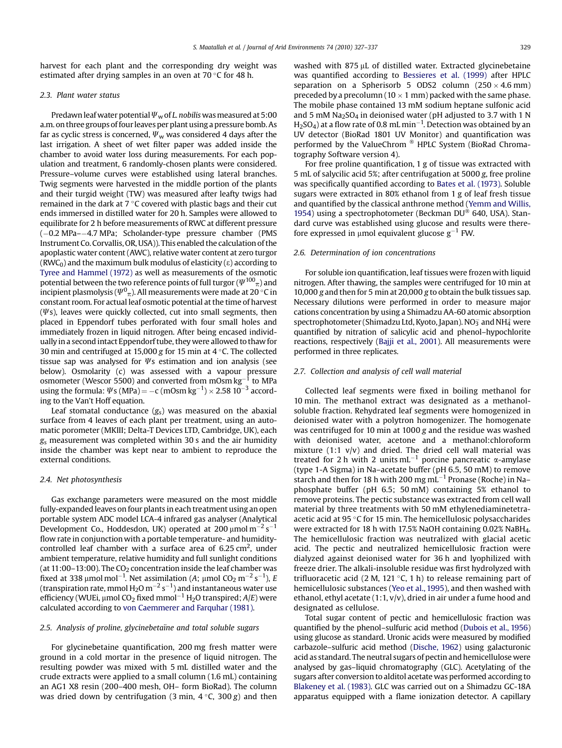harvest for each plant and the corresponding dry weight was estimated after drying samples in an oven at 70 °C for 48 h.

### 2.3. Plant water status

Predawn leaf water potential $\Psi_w$ of *L. nobilis* was measured at 5:00 a.m. on three groups of four leaves per plant using a pressure bomb. As far as cyclic stress is concerned, $\Psi_w$ was considered 4 days after the last irrigation. A sheet of wet filter paper was added inside the chamber to avoid water loss during measurements. For each population and treatment, 6 randomly-chosen plants were considered. Pressure–volume curves were established using lateral branches. Twig segments were harvested in the middle portion of the plants and their turgid weight (TW) was measured after leafty twigs had remained in the dark at 7 °C covered with plastic bags and their cut ends immersed in distilled water for 20 h. Samples were allowed to equilibrate for 2 h before measurements of RWC at different pressure (−0.2 MPa–−4.7 MPa; Scholander-type pressure chamber (PMS Instrument Co. Corvallis, OR, USA)). This enabled the calculation of the apoplastic water content (AWC), relative water content at zero turgor ($RWC_0$) and the maximum bulk modulus of elasticity ($\varepsilon$) according to Tyree and Hammel (1972) as well as measurements of the osmotic potential between the two reference points of full turgor ($\Psi^{100}{}_{\pi}$) and incipient plasmolysis ($\Psi^{0}{}_{\pi}$). All measurements were made at 20 °C in constant room. For actual leaf osmotic potential at the time of harvest ($\Psi s$), leaves were quickly collected, cut into small segments, then placed in Eppendorf tubes perforated with four small holes and immediately frozen in liquid nitrogen. After being encased individually in a second intact Eppendorf tube, they were allowed to thaw for 30 min and centrifuged at 15,000 *g* for 15 min at 4 °C. The collected tissue sap was analysed for $\Psi s$ estimation and ion analysis (see below). Osmolarity (c) was assessed with a vapour pressure osmometer (Wescor 5500) and converted from mOsm $kg^{-1}$ to MPa using the formula: $\Psi s$ (MPa) = −c (mOsm $kg^{-1}$) × 2.58 $10^{-3}$ according to the Van't Hoff equation.

Leaf stomatal conductance ($g_s$) was measured on the abaxial surface from 4 leaves of each plant per treatment, using an automatic porometer (MKIII; Delta-T Devices LTD, Cambridge, UK), each $g_s$ measurement was completed within 30 s and the air humidity inside the chamber was kept near to ambient to reproduce the external conditions.

### 2.4. Net photosynthesis

Gas exchange parameters were measured on the most middle fully-expanded leaves on four plants in each treatment using an open portable system ADC model LCA-4 infrared gas analyser (Analytical Development Co., Hoddesdon, UK) operated at 200 μmol $m^{-2}$ $s^{-1}$ flow rate in conjunction with a portable temperature- and humidity-controlled leaf chamber with a surface area of 6.25 $cm^2$, under ambient temperature, relative humidity and full sunlight conditions (at 11:00–13:00). The $CO_2$ concentration inside the leaf chamber was fixed at 338 μmol $mol^{-1}$. Net assimilation (*A*; μmol $CO_2$ $m^{-2}$ $s^{-1}$), *E* (transpiration rate, mmol $H_2O$ $m^{-2}$ $s^{-1}$) and instantaneous water use efficiency (WUEi, μmol $CO_2$ fixed $mmol^{-1}$ $H_2O$ transpired; *A*/*E*) were calculated according to von Caemmerer and Farquhar (1981).

### 2.5. Analysis of proline, glycinebetaïne and total soluble sugars

For glycinebetaine quantification, 200 mg fresh matter were ground in a cold mortar in the presence of liquid nitrogen. The resulting powder was mixed with 5 mL distilled water and the crude extracts were applied to a small column (1.6 mL) containing an AG1 X8 resin (200–400 mesh, OH− form BioRad). The column was dried down by centrifugation (3 min, 4 °C, 300 *g*) and then washed with 875 μL of distilled water. Extracted glycinebetaine was quantified according to Bessieres et al. (1999) after HPLC separation on a Spherisorb 5 ODS2 column (250 × 4.6 mm) preceded by a precolumn (10 × 1 mm) packed with the same phase. The mobile phase contained 13 mM sodium heptane sulfonic acid and 5 mM $Na_2SO_4$ in deionised water (pH adjusted to 3.7 with 1 N $H_2SO_4$) at a flow rate of 0.8 mL $min^{-1}$. Detection was obtained by an UV detector (BioRad 1801 UV Monitor) and quantification was performed by the ValueChrom ® HPLC System (BioRad Chromatography Software version 4).

For free proline quantification, 1 g of tissue was extracted with 5 mL of salycilic acid 5%; after centrifugation at 5000 *g*, free proline was specifically quantified according to Bates et al. (1973). Soluble sugars were extracted in 80% ethanol from 1 g of leaf fresh tissue and quantified by the classical anthrone method (Yemm and Willis, 1954) using a spectrophotometer (Beckman DU® 640, USA). Standard curve was established using glucose and results were therefore expressed in μmol equivalent glucose $g^{-1}$ FW.

### 2.6. Determination of ion concentrations

For soluble ion quantification, leaf tissues were frozen with liquid nitrogen. After thawing, the samples were centrifuged for 10 min at 10,000 *g* and then for 5 min at 20,000 *g* to obtain the bulk tissues sap. Necessary dilutions were performed in order to measure major cations concentration by using a Shimadzu AA-60 atomic absorption spectrophotometer (Shimadzu Ltd, Kyoto, Japan). $NO_3^-$ and $NH_4^+$ were quantified by nitration of salicylic acid and phenol–hypochlorite reactions, respectively (Bajji et al., 2001). All measurements were performed in three replicates.

### 2.7. Collection and analysis of cell wall material

Collected leaf segments were fixed in boiling methanol for 10 min. The methanol extract was designated as a methanol-soluble fraction. Rehydrated leaf segments were homogenized in deionised water with a polytron homogenizer. The homogenate was centrifuged for 10 min at 1000 *g* and the residue was washed with deionised water, acetone and a methanol:chloroform mixture (1:1 v/v) and dried. The dried cell wall material was treated for 2 h with 2 units $mL^{-1}$ porcine pancreatic α-amylase (type 1-A Sigma) in Na–acetate buffer (pH 6.5, 50 mM) to remove starch and then for 18 h with 200 mg $mL^{-1}$ Pronase (Roche) in Na–phosphate buffer (pH 6.5; 50 mM) containing 5% ethanol to remove proteins. The pectic substance was extracted from cell wall material by three treatments with 50 mM ethylenediaminetetra-acetic acid at 95 °C for 15 min. The hemicellulosic polysaccharides were extracted for 18 h with 17.5% NaOH containing 0.02% $NaBH_4$. The hemicellulosic fraction was neutralized with glacial acetic acid. The pectic and neutralized hemicellulosic fraction were dialyzed against deionised water for 36 h and lyophilized with freeze drier. The alkali-insoluble residue was first hydrolyzed with trifluoracetic acid (2 M, 121 °C, 1 h) to release remaining part of hemicellulosic substances (Yeo et al., 1995), and then washed with ethanol, ethyl acetate (1:1, v/v), dried in air under a fume hood and designated as cellulose.

Total sugar content of pectic and hemicellulosic fraction was quantified by the phenol–sulfuric acid method (Dubois et al., 1956) using glucose as standard. Uronic acids were measured by modified carbazole–sulfuric acid method (Dische, 1962) using galacturonic acid as standard. The neutral sugars of pectin and hemicellulose were analysed by gas–liquid chromatography (GLC). Acetylating of the sugars after conversion to alditol acetate was performed according to Blakeney et al. (1983). GLC was carried out on a Shimadzu GC-18A apparatus equipped with a flame ionization detector. A capillary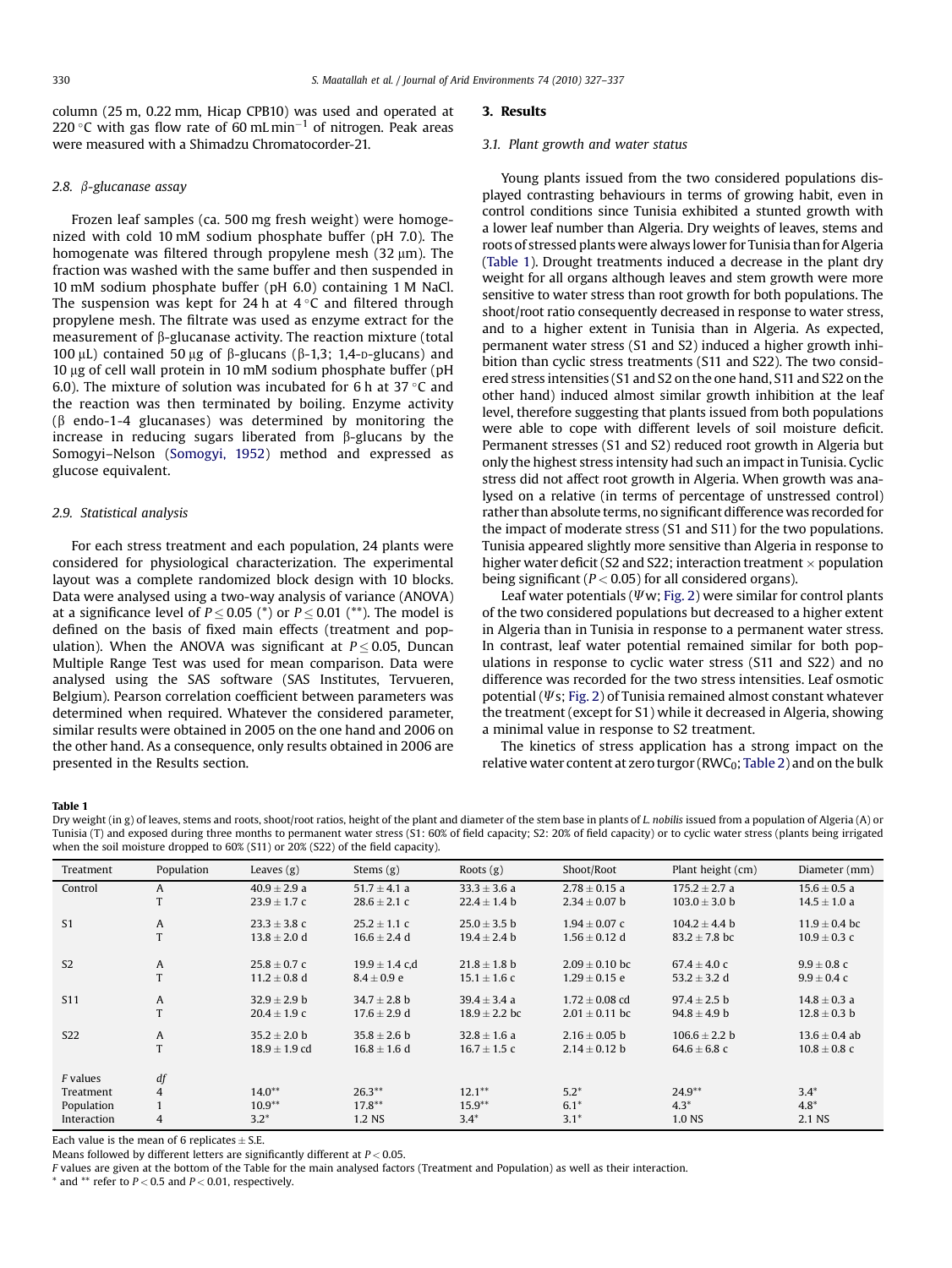column (25 m, 0.22 mm, Hicap CPB10) was used and operated at 220 °C with gas flow rate of 60 mL min$^{-1}$ of nitrogen. Peak areas were measured with a Shimadzu Chromatocorder-21.

### 2.8. β-glucanase assay

Frozen leaf samples (ca. 500 mg fresh weight) were homogenized with cold 10 mM sodium phosphate buffer (pH 7.0). The homogenate was filtered through propylene mesh (32 μm). The fraction was washed with the same buffer and then suspended in 10 mM sodium phosphate buffer (pH 6.0) containing 1 M NaCl. The suspension was kept for 24 h at 4 °C and filtered through propylene mesh. The filtrate was used as enzyme extract for the measurement of β-glucanase activity. The reaction mixture (total 100 μL) contained 50 μg of β-glucans (β-1,3; 1,4-D-glucans) and 10 μg of cell wall protein in 10 mM sodium phosphate buffer (pH 6.0). The mixture of solution was incubated for 6 h at 37 °C and the reaction was then terminated by boiling. Enzyme activity (β endo-1-4 glucanases) was determined by monitoring the increase in reducing sugars liberated from β-glucans by the Somogyi–Nelson (Somogyi, 1952) method and expressed as glucose equivalent.

### 2.9. Statistical analysis

For each stress treatment and each population, 24 plants were considered for physiological characterization. The experimental layout was a complete randomized block design with 10 blocks. Data were analysed using a two-way analysis of variance (ANOVA) at a significance level of $P \leq 0.05$ (*) or $P \leq 0.01$ (**). The model is defined on the basis of fixed main effects (treatment and population). When the ANOVA was significant at $P \leq 0.05$, Duncan Multiple Range Test was used for mean comparison. Data were analysed using the SAS software (SAS Institutes, Tervueren, Belgium). Pearson correlation coefficient between parameters was determined when required. Whatever the considered parameter, similar results were obtained in 2005 on the one hand and 2006 on the other hand. As a consequence, only results obtained in 2006 are presented in the Results section.

## 3. Results

### 3.1. Plant growth and water status

Young plants issued from the two considered populations displayed contrasting behaviours in terms of growing habit, even in control conditions since Tunisia exhibited a stunted growth with a lower leaf number than Algeria. Dry weights of leaves, stems and roots of stressed plants were always lower for Tunisia than for Algeria (Table 1). Drought treatments induced a decrease in the plant dry weight for all organs although leaves and stem growth were more sensitive to water stress than root growth for both populations. The shoot/root ratio consequently decreased in response to water stress, and to a higher extent in Tunisia than in Algeria. As expected, permanent water stress (S1 and S2) induced a higher growth inhibition than cyclic stress treatments (S11 and S22). The two considered stress intensities (S1 and S2 on the one hand, S11 and S22 on the other hand) induced almost similar growth inhibition at the leaf level, therefore suggesting that plants issued from both populations were able to cope with different levels of soil moisture deficit. Permanent stresses (S1 and S2) reduced root growth in Algeria but only the highest stress intensity had such an impact in Tunisia. Cyclic stress did not affect root growth in Algeria. When growth was analysed on a relative (in terms of percentage of unstressed control) rather than absolute terms, no significant difference was recorded for the impact of moderate stress (S1 and S11) for the two populations. Tunisia appeared slightly more sensitive than Algeria in response to higher water deficit (S2 and S22; interaction treatment × population being significant ($P < 0.05$) for all considered organs).

Leaf water potentials ($\Psi$w; Fig. 2) were similar for control plants of the two considered populations but decreased to a higher extent in Algeria than in Tunisia in response to a permanent water stress. In contrast, leaf water potential remained similar for both populations in response to cyclic water stress (S11 and S22) and no difference was recorded for the two stress intensities. Leaf osmotic potential ($\Psi$s; Fig. 2) of Tunisia remained almost constant whatever the treatment (except for S1) while it decreased in Algeria, showing a minimal value in response to S2 treatment.

The kinetics of stress application has a strong impact on the relative water content at zero turgor ($RWC_0$; Table 2) and on the bulk

**Table 1**
Dry weight (in g) of leaves, stems and roots, shoot/root ratios, height of the plant and diameter of the stem base in plants of *L. nobilis* issued from a population of Algeria (A) or Tunisia (T) and exposed during three months to permanent water stress (S1: 60% of field capacity; S2: 20% of field capacity) or to cyclic water stress (plants being irrigated when the soil moisture dropped to 60% (S11) or 20% (S22) of the field capacity).

| Treatment | Population | Leaves (g) | Stems (g) | Roots (g) | Shoot/Root | Plant height (cm) | Diameter (mm) |
|---|---|---|---|---|---|---|---|
| Control | A | 40.9 ± 2.9 a | 51.7 ± 4.1 a | 33.3 ± 3.6 a | 2.78 ± 0.15 a | 175.2 ± 2.7 a | 15.6 ± 0.5 a |
| | T | 23.9 ± 1.7 c | 28.6 ± 2.1 c | 22.4 ± 1.4 b | 2.34 ± 0.07 b | 103.0 ± 3.0 b | 14.5 ± 1.0 a |
| S1 | A | 23.3 ± 3.8 c | 25.2 ± 1.1 c | 25.0 ± 3.5 b | 1.94 ± 0.07 c | 104.2 ± 4.4 b | 11.9 ± 0.4 bc |
| | T | 13.8 ± 2.0 d | 16.6 ± 2.4 d | 19.4 ± 2.4 b | 1.56 ± 0.12 d | 83.2 ± 7.8 bc | 10.9 ± 0.3 c |
| S2 | A | 25.8 ± 0.7 c | 19.9 ± 1.4 c,d | 21.8 ± 1.8 b | 2.09 ± 0.10 bc | 67.4 ± 4.0 c | 9.9 ± 0.8 c |
| | T | 11.2 ± 0.8 d | 8.4 ± 0.9 e | 15.1 ± 1.6 c | 1.29 ± 0.15 e | 53.2 ± 3.2 d | 9.9 ± 0.4 c |
| S11 | A | 32.9 ± 2.9 b | 34.7 ± 2.8 b | 39.4 ± 3.4 a | 1.72 ± 0.08 cd | 97.4 ± 2.5 b | 14.8 ± 0.3 a |
| | T | 20.4 ± 1.9 c | 17.6 ± 2.9 d | 18.9 ± 2.2 bc | 2.01 ± 0.11 bc | 94.8 ± 4.9 b | 12.8 ± 0.3 b |
| S22 | A | 35.2 ± 2.0 b | 35.8 ± 2.6 b | 32.8 ± 1.6 a | 2.16 ± 0.05 b | 106.6 ± 2.2 b | 13.6 ± 0.4 ab |
| | T | 18.9 ± 1.9 cd | 16.8 ± 1.6 d | 16.7 ± 1.5 c | 2.14 ± 0.12 b | 64.6 ± 6.8 c | 10.8 ± 0.8 c |
| *F* values | *df* | | | | | | |
| Treatment | 4 | 14.0** | 26.3** | 12.1** | 5.2* | 24.9** | 3.4* |
| Population | 1 | 10.9** | 17.8** | 15.9** | 6.1* | 4.3* | 4.8* |
| Interaction | 4 | 3.2* | 1.2 NS | 3.4* | 3.1* | 1.0 NS | 2.1 NS |

Each value is the mean of 6 replicates ± S.E.

Means followed by different letters are significantly different at $P < 0.05$.

*F* values are given at the bottom of the Table for the main analysed factors (Treatment and Population) as well as their interaction.

\* and ** refer to $P < 0.5$ and $P < 0.01$, respectively.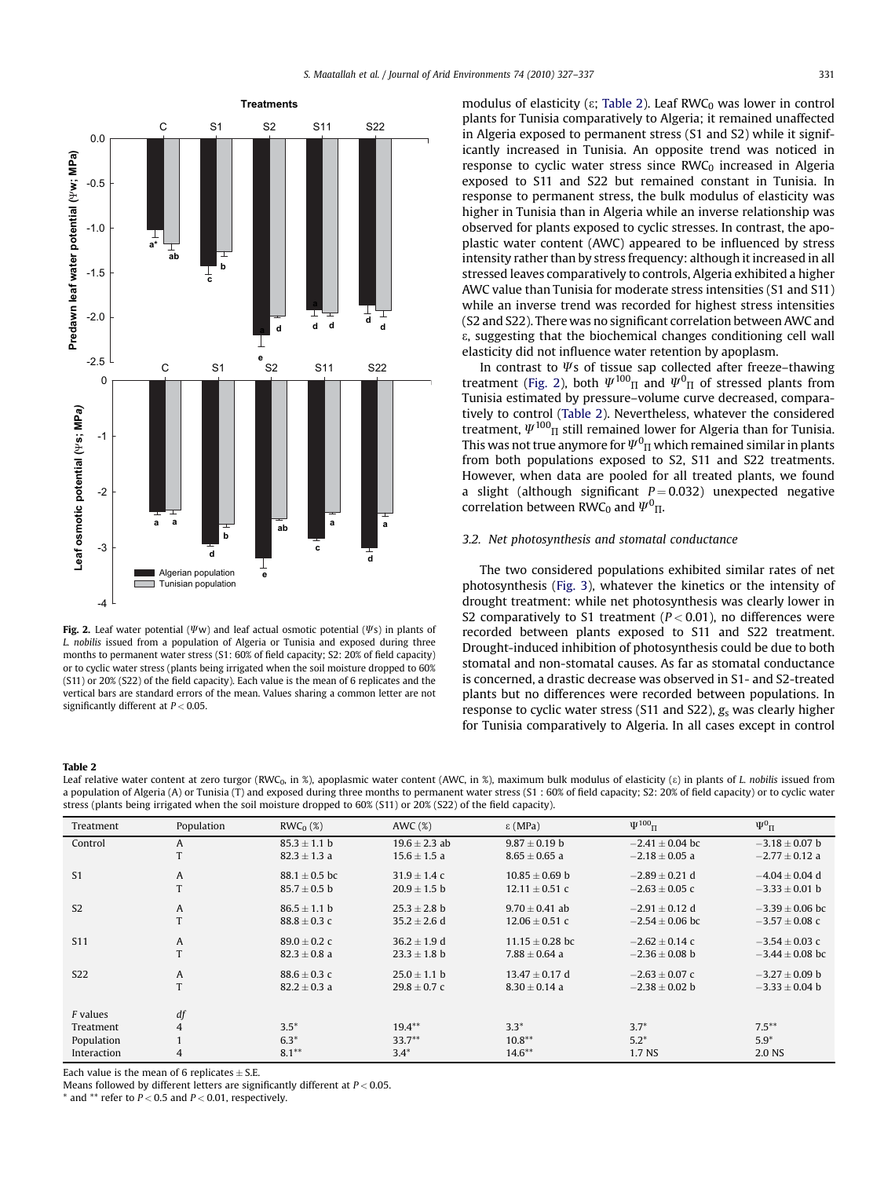Treatments

C S1 S2 S11 S22

Predawn leaf water potential (Ψw; MPa)

0.0 -0.5 -1.0 -1.5 -2.0 -2.5

a* ab c b e d d d d d

C S1 S2 S11 S22

Leaf osmotic potential (Ψs; MPa)

0 -1 -2 -3 -4

a a d b e ab c a d a

Algerian population

Tunisian population

**Fig. 2.** Leaf water potential (Ψw) and leaf actual osmotic potential (Ψs) in plants of *L. nobilis* issued from a population of Algeria or Tunisia and exposed during three months to permanent water stress (S1: 60% of field capacity; S2: 20% of field capacity) or to cyclic water stress (plants being irrigated when the soil moisture dropped to 60% (S11) or 20% (S22) of the field capacity). Each value is the mean of 6 replicates and the vertical bars are standard errors of the mean. Values sharing a common letter are not significantly different at $P < 0.05$.

modulus of elasticity (ε; Table 2). Leaf $RWC_0$ was lower in control plants for Tunisia comparatively to Algeria; it remained unaffected in Algeria exposed to permanent stress (S1 and S2) while it significantly increased in Tunisia. An opposite trend was noticed in response to cyclic water stress since $RWC_0$ increased in Algeria exposed to S11 and S22 but remained constant in Tunisia. In response to permanent stress, the bulk modulus of elasticity was higher in Tunisia than in Algeria while an inverse relationship was observed for plants exposed to cyclic stresses. In contrast, the apoplastic water content (AWC) appeared to be influenced by stress intensity rather than by stress frequency: although it increased in all stressed leaves comparatively to controls, Algeria exhibited a higher AWC value than Tunisia for moderate stress intensities (S1 and S11) while an inverse trend was recorded for highest stress intensities (S2 and S22). There was no significant correlation between AWC and ε, suggesting that the biochemical changes conditioning cell wall elasticity did not influence water retention by apoplasm.

In contrast to Ψs of tissue sap collected after freeze–thawing treatment (Fig. 2), both $\Psi^{100}_{\Pi}$ and $\Psi^{0}_{\Pi}$ of stressed plants from Tunisia estimated by pressure–volume curve decreased, comparatively to control (Table 2). Nevertheless, whatever the considered treatment, $\Psi^{100}_{\Pi}$ still remained lower for Algeria than for Tunisia. This was not true anymore for $\Psi^{0}_{\Pi}$ which remained similar in plants from both populations exposed to S2, S11 and S22 treatments. However, when data are pooled for all treated plants, we found a slight (although significant $P = 0.032$) unexpected negative correlation between $RWC_0$ and $\Psi^{0}_{\Pi}$.

### 3.2. Net photosynthesis and stomatal conductance

The two considered populations exhibited similar rates of net photosynthesis (Fig. 3), whatever the kinetics or the intensity of drought treatment: while net photosynthesis was clearly lower in S2 comparatively to S1 treatment ($P < 0.01$), no differences were recorded between plants exposed to S11 and S22 treatment. Drought-induced inhibition of photosynthesis could be due to both stomatal and non-stomatal causes. As far as stomatal conductance is concerned, a drastic decrease was observed in S1- and S2-treated plants but no differences were recorded between populations. In response to cyclic water stress (S11 and S22), $g_s$ was clearly higher for Tunisia comparatively to Algeria. In all cases except in control

**Table 2**
Leaf relative water content at zero turgor ($RWC_0$, in %), apoplasmic water content (AWC, in %), maximum bulk modulus of elasticity (ε) in plants of *L. nobilis* issued from a population of Algeria (A) or Tunisia (T) and exposed during three months to permanent water stress (S1 : 60% of field capacity; S2: 20% of field capacity) or to cyclic water stress (plants being irrigated when the soil moisture dropped to 60% (S11) or 20% (S22) of the field capacity).

| Treatment | Population | $RWC_0$ (%) | AWC (%) | ε (MPa) | $\Psi^{100}_{\Pi}$ | $\Psi^{0}_{\Pi}$ |
|---|---|---|---|---|---|---|
| Control | A | 85.3 ± 1.1 b | 19.6 ± 2.3 ab | 9.87 ± 0.19 b | −2.41 ± 0.04 bc | −3.18 ± 0.07 b |
| | T | 82.3 ± 1.3 a | 15.6 ± 1.5 a | 8.65 ± 0.65 a | −2.18 ± 0.05 a | −2.77 ± 0.12 a |
| S1 | A | 88.1 ± 0.5 bc | 31.9 ± 1.4 c | 10.85 ± 0.69 b | −2.89 ± 0.21 d | −4.04 ± 0.04 d |
| | T | 85.7 ± 0.5 b | 20.9 ± 1.5 b | 12.11 ± 0.51 c | −2.63 ± 0.05 c | −3.33 ± 0.01 b |
| S2 | A | 86.5 ± 1.1 b | 25.3 ± 2.8 b | 9.70 ± 0.41 ab | −2.91 ± 0.12 d | −3.39 ± 0.06 bc |
| | T | 88.8 ± 0.3 c | 35.2 ± 2.6 d | 12.06 ± 0.51 c | −2.54 ± 0.06 bc | −3.57 ± 0.08 c |
| S11 | A | 89.0 ± 0.2 c | 36.2 ± 1.9 d | 11.15 ± 0.28 bc | −2.62 ± 0.14 c | −3.54 ± 0.03 c |
| | T | 82.3 ± 0.8 a | 23.3 ± 1.8 b | 7.88 ± 0.64 a | −2.36 ± 0.08 b | −3.44 ± 0.08 bc |
| S22 | A | 88.6 ± 0.3 c | 25.0 ± 1.1 b | 13.47 ± 0.17 d | −2.63 ± 0.07 c | −3.27 ± 0.09 b |
| | T | 82.2 ± 0.3 a | 29.8 ± 0.7 c | 8.30 ± 0.14 a | −2.38 ± 0.02 b | −3.33 ± 0.04 b |
| *F values* | *df* | | | | | |
| Treatment | 4 | 3.5* | 19.4** | 3.3* | 3.7* | 7.5** |
| Population | 1 | 6.3* | 33.7** | 10.8** | 5.2* | 5.9* |
| Interaction | 4 | 8.1** | 3.4* | 14.6** | 1.7 NS | 2.0 NS |

Each value is the mean of 6 replicates ± S.E.
Means followed by different letters are significantly different at $P < 0.05$.
* and ** refer to $P < 0.5$ and $P < 0.01$, respectively.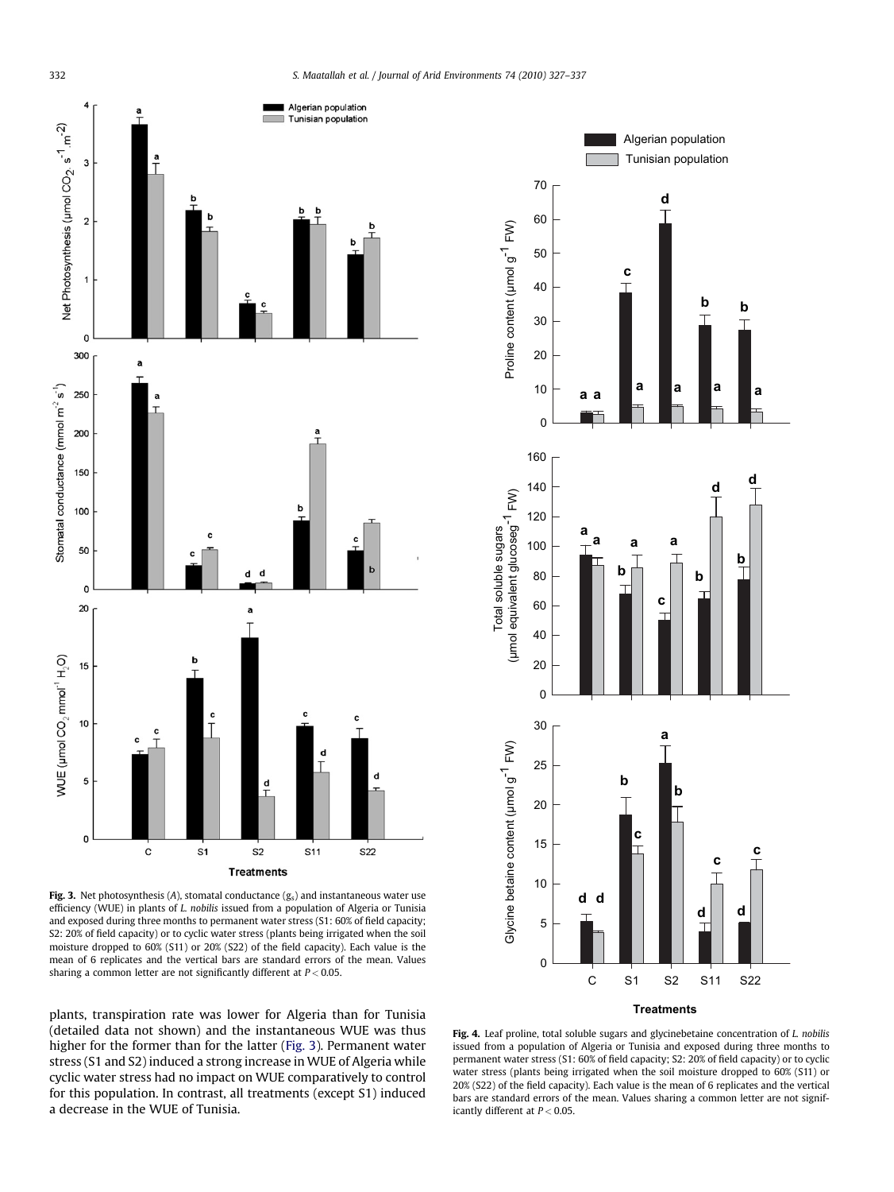Algerian population
Tunisian population

Net Photosynthesis (µmol $CO_2$ $s^{-1}$ $m^{-2}$)

a a b b c c b b b b

Stomatal conductance (mmol $m^{-2}$ $s^{-1}$)

a a c c d d b a c b

WUE (µmol $CO_2$ $mmol^{-1}$ $H_2O$)

c c b c a d c d c d

C S1 S2 S11 S22

Treatments

**Fig. 3.** Net photosynthesis (*A*), stomatal conductance ($g_s$) and instantaneous water use efficiency (WUE) in plants of *L. nobilis* issued from a population of Algeria or Tunisia and exposed during three months to permanent water stress (S1: 60% of field capacity; S2: 20% of field capacity) or to cyclic water stress (plants being irrigated when the soil moisture dropped to 60% (S11) or 20% (S22) of the field capacity). Each value is the mean of 6 replicates and the vertical bars are standard errors of the mean. Values sharing a common letter are not significantly different at $P < 0.05$.

Algerian population
Tunisian population

Proline content (µmol $g^{-1}$ FW)

a a c a d a b a b a

Total soluble sugars (µmol equivalent glucose $g^{-1}$ FW)

a a b a c a b d b d

Glycine betaine content (µmol $g^{-1}$ FW)

d d b c a b d c d c

C S1 S2 S11 S22

Treatments

**Fig. 4.** Leaf proline, total soluble sugars and glycinebetaine concentration of *L. nobilis* issued from a population of Algeria or Tunisia and exposed during three months to permanent water stress (S1: 60% of field capacity; S2: 20% of field capacity) or to cyclic water stress (plants being irrigated when the soil moisture dropped to 60% (S11) or 20% (S22) of the field capacity). Each value is the mean of 6 replicates and the vertical bars are standard errors of the mean. Values sharing a common letter are not significantly different at $P < 0.05$.

plants, transpiration rate was lower for Algeria than for Tunisia (detailed data not shown) and the instantaneous WUE was thus higher for the former than for the latter (Fig. 3). Permanent water stress (S1 and S2) induced a strong increase in WUE of Algeria while cyclic water stress had no impact on WUE comparatively to control for this population. In contrast, all treatments (except S1) induced a decrease in the WUE of Tunisia.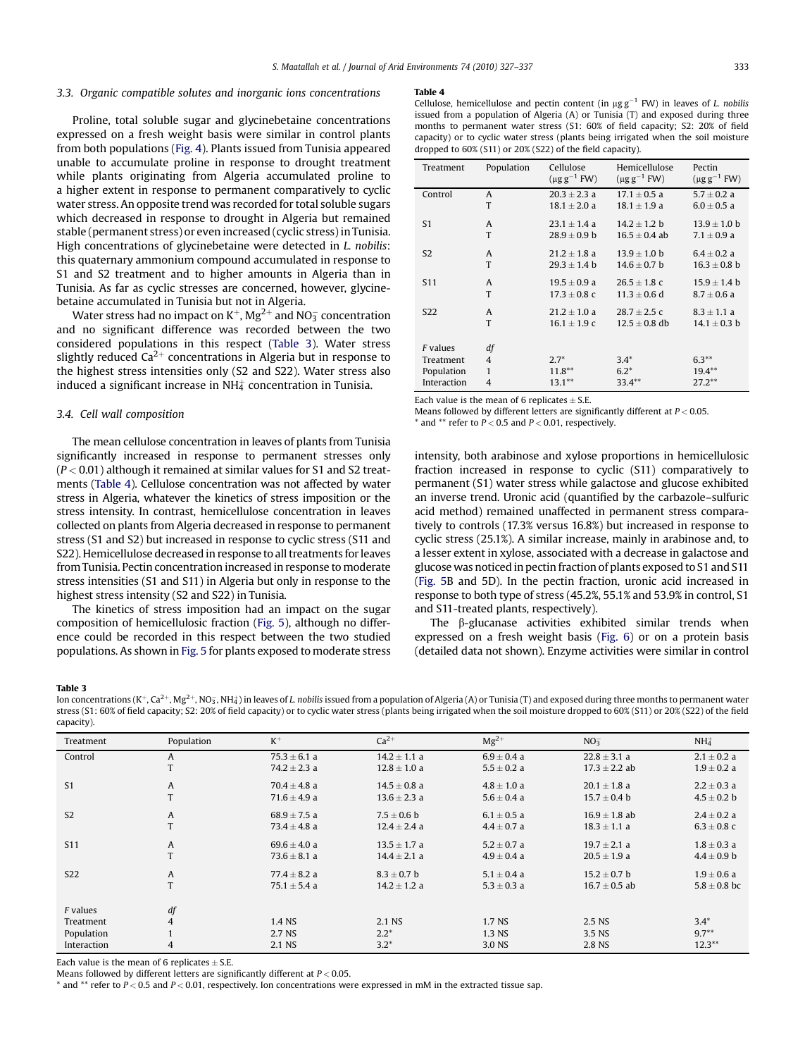### 3.3. Organic compatible solutes and inorganic ions concentrations

Proline, total soluble sugar and glycinebetaine concentrations expressed on a fresh weight basis were similar in control plants from both populations (Fig. 4). Plants issued from Tunisia appeared unable to accumulate proline in response to drought treatment while plants originating from Algeria accumulated proline to a higher extent in response to permanent comparatively to cyclic water stress. An opposite trend was recorded for total soluble sugars which decreased in response to drought in Algeria but remained stable (permanent stress) or even increased (cyclic stress) in Tunisia. High concentrations of glycinebetaine were detected in *L. nobilis*: this quaternary ammonium compound accumulated in response to S1 and S2 treatment and to higher amounts in Algeria than in Tunisia. As far as cyclic stresses are concerned, however, glycinebetaine accumulated in Tunisia but not in Algeria.

Water stress had no impact on $K^+$, $Mg^{2+}$ and $NO_3^-$ concentration and no significant difference was recorded between the two considered populations in this respect (Table 3). Water stress slightly reduced $Ca^{2+}$ concentrations in Algeria but in response to the highest stress intensities only (S2 and S22). Water stress also induced a significant increase in $NH_4^+$ concentration in Tunisia.

### 3.4. Cell wall composition

The mean cellulose concentration in leaves of plants from Tunisia significantly increased in response to permanent stresses only ($P < 0.01$) although it remained at similar values for S1 and S2 treatments (Table 4). Cellulose concentration was not affected by water stress in Algeria, whatever the kinetics of stress imposition or the stress intensity. In contrast, hemicellulose concentration in leaves collected on plants from Algeria decreased in response to permanent stress (S1 and S2) but increased in response to cyclic stress (S11 and S22). Hemicellulose decreased in response to all treatments for leaves from Tunisia. Pectin concentration increased in response to moderate stress intensities (S1 and S11) in Algeria but only in response to the highest stress intensity (S2 and S22) in Tunisia.

The kinetics of stress imposition had an impact on the sugar composition of hemicellulosic fraction (Fig. 5), although no difference could be recorded in this respect between the two studied populations. As shown in Fig. 5 for plants exposed to moderate stress intensity, both arabinose and xylose proportions in hemicellulosic fraction increased in response to cyclic (S11) comparatively to permanent (S1) water stress while galactose and glucose exhibited an inverse trend. Uronic acid (quantified by the carbazole–sulfuric acid method) remained unaffected in permanent stress comparatively to controls (17.3% versus 16.8%) but increased in response to cyclic stress (25.1%). A similar increase, mainly in arabinose and, to a lesser extent in xylose, associated with a decrease in galactose and glucose was noticed in pectin fraction of plants exposed to S1 and S11 (Fig. 5B and 5D). In the pectin fraction, uronic acid increased in response to both type of stress (45.2%, 55.1% and 53.9% in control, S1 and S11-treated plants, respectively).

The β-glucanase activities exhibited similar trends when expressed on a fresh weight basis (Fig. 6) or on a protein basis (detailed data not shown). Enzyme activities were similar in control

**Table 4**
Cellulose, hemicellulose and pectin content (in $\mu g\, g^{-1}$ FW) in leaves of *L. nobilis* issued from a population of Algeria (A) or Tunisia (T) and exposed during three months to permanent water stress (S1: 60% of field capacity; S2: 20% of field capacity) or to cyclic water stress (plants being irrigated when the soil moisture dropped to 60% (S11) or 20% (S22) of the field capacity).

| Treatment | Population | Cellulose ($\mu g\, g^{-1}$ FW) | Hemicellulose ($\mu g\, g^{-1}$ FW) | Pectin ($\mu g\, g^{-1}$ FW) |
|---|---|---|---|---|
| Control | A | 20.3 ± 2.3 a | 17.1 ± 0.5 a | 5.7 ± 0.2 a |
| | T | 18.1 ± 2.0 a | 18.1 ± 1.9 a | 6.0 ± 0.5 a |
| S1 | A | 23.1 ± 1.4 a | 14.2 ± 1.2 b | 13.9 ± 1.0 b |
| | T | 28.9 ± 0.9 b | 16.5 ± 0.4 ab | 7.1 ± 0.9 a |
| S2 | A | 21.2 ± 1.8 a | 13.9 ± 1.0 b | 6.4 ± 0.2 a |
| | T | 29.3 ± 1.4 b | 14.6 ± 0.7 b | 16.3 ± 0.8 b |
| S11 | A | 19.5 ± 0.9 a | 26.5 ± 1.8 c | 15.9 ± 1.4 b |
| | T | 17.3 ± 0.8 c | 11.3 ± 0.6 d | 8.7 ± 0.6 a |
| S22 | A | 21.2 ± 1.0 a | 28.7 ± 2.5 c | 8.3 ± 1.1 a |
| | T | 16.1 ± 1.9 c | 12.5 ± 0.8 db | 14.1 ± 0.3 b |
| *F* values | *df* | | | |
| Treatment | 4 | 2.7* | 3.4* | 6.3** |
| Population | 1 | 11.8** | 6.2* | 19.4** |
| Interaction | 4 | 13.1** | 33.4** | 27.2** |

Each value is the mean of 6 replicates ± S.E.
Means followed by different letters are significantly different at $P < 0.05$.
* and ** refer to $P < 0.5$ and $P < 0.01$, respectively.

**Table 3**
Ion concentrations ($K^+$, $Ca^{2+}$, $Mg^{2+}$, $NO_3^-$, $NH_4^+$) in leaves of *L. nobilis* issued from a population of Algeria (A) or Tunisia (T) and exposed during three months to permanent water stress (S1: 60% of field capacity; S2: 20% of field capacity) or to cyclic water stress (plants being irrigated when the soil moisture dropped to 60% (S11) or 20% (S22) of the field capacity).

| Treatment | Population | $K^+$ | $Ca^{2+}$ | $Mg^{2+}$ | $NO_3^-$ | $NH_4^+$ |
|---|---|---|---|---|---|---|
| Control | A | 75.3 ± 6.1 a | 14.2 ± 1.1 a | 6.9 ± 0.4 a | 22.8 ± 3.1 a | 2.1 ± 0.2 a |
| | T | 74.2 ± 2.3 a | 12.8 ± 1.0 a | 5.5 ± 0.2 a | 17.3 ± 2.2 ab | 1.9 ± 0.2 a |
| S1 | A | 70.4 ± 4.8 a | 14.5 ± 0.8 a | 4.8 ± 1.0 a | 20.1 ± 1.8 a | 2.2 ± 0.3 a |
| | T | 71.6 ± 4.9 a | 13.6 ± 2.3 a | 5.6 ± 0.4 a | 15.7 ± 0.4 b | 4.5 ± 0.2 b |
| S2 | A | 68.9 ± 7.5 a | 7.5 ± 0.6 b | 6.1 ± 0.5 a | 16.9 ± 1.8 ab | 2.4 ± 0.2 a |
| | T | 73.4 ± 4.8 a | 12.4 ± 2.4 a | 4.4 ± 0.7 a | 18.3 ± 1.1 a | 6.3 ± 0.8 c |
| S11 | A | 69.6 ± 4.0 a | 13.5 ± 1.7 a | 5.2 ± 0.7 a | 19.7 ± 2.1 a | 1.8 ± 0.3 a |
| | T | 73.6 ± 8.1 a | 14.4 ± 2.1 a | 4.9 ± 0.4 a | 20.5 ± 1.9 a | 4.4 ± 0.9 b |
| S22 | A | 77.4 ± 8.2 a | 8.3 ± 0.7 b | 5.1 ± 0.4 a | 15.2 ± 0.7 b | 1.9 ± 0.6 a |
| | T | 75.1 ± 5.4 a | 14.2 ± 1.2 a | 5.3 ± 0.3 a | 16.7 ± 0.5 ab | 5.8 ± 0.8 bc |
| *F* values | *df* | | | | | |
| Treatment | 4 | 1.4 NS | 2.1 NS | 1.7 NS | 2.5 NS | 3.4* |
| Population | 1 | 2.7 NS | 2.2* | 1.3 NS | 3.5 NS | 9.7** |
| Interaction | 4 | 2.1 NS | 3.2* | 3.0 NS | 2.8 NS | 12.3** |

Each value is the mean of 6 replicates ± S.E.
Means followed by different letters are significantly different at $P < 0.05$.
* and ** refer to $P < 0.5$ and $P < 0.01$, respectively. Ion concentrations were expressed in mM in the extracted tissue sap.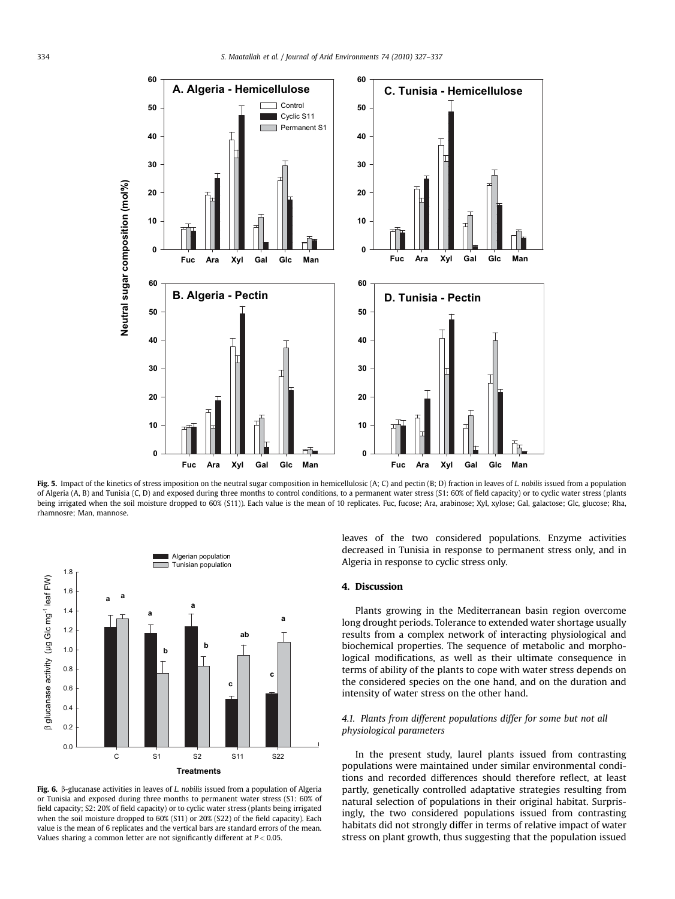60

A. Algeria - Hemicellulose

Control

Cyclic S11

Permanent S1

50

40

30

20

10

0

Fuc Ara Xyl Gal Glc Man

60

C. Tunisia - Hemicellulose

50

40

30

20

10

0

Fuc Ara Xyl Gal Glc Man

Neutral sugar composition (mol%)

60

B. Algeria - Pectin

50

40

30

20

10

0

Fuc Ara Xyl Gal Glc Man

60

D. Tunisia - Pectin

50

40

30

20

10

0

Fuc Ara Xyl Gal Glc Man

**Fig. 5.** Impact of the kinetics of stress imposition on the neutral sugar composition in hemicellulosic (A; C) and pectin (B; D) fraction in leaves of *L. nobilis* issued from a population of Algeria (A, B) and Tunisia (C, D) and exposed during three months to control conditions, to a permanent water stress (S1: 60% of field capacity) or to cyclic water stress (plants being irrigated when the soil moisture dropped to 60% (S11)). Each value is the mean of 10 replicates. Fuc, fucose; Ara, arabinose; Xyl, xylose; Gal, galactose; Glc, glucose; Rha, rhamnosre; Man, mannose.

Algerian population

Tunisian population

β glucanase activity (µg Glc mg⁻¹ leaf FW)

1.8

1.6

1.4

1.2

1.0

0.8

0.6

0.4

0.2

0.0

a a a a a b b ab c c a

C S1 S2 S11 S22

Treatments

**Fig. 6.** β-glucanase activities in leaves of *L. nobilis* issued from a population of Algeria or Tunisia and exposed during three months to permanent water stress (S1: 60% of field capacity; S2: 20% of field capacity) or to cyclic water stress (plants being irrigated when the soil moisture dropped to 60% (S11) or 20% (S22) of the field capacity). Each value is the mean of 6 replicates and the vertical bars are standard errors of the mean. Values sharing a common letter are not significantly different at $P < 0.05$.

leaves of the two considered populations. Enzyme activities decreased in Tunisia in response to permanent stress only, and in Algeria in response to cyclic stress only.

## 4. Discussion

Plants growing in the Mediterranean basin region overcome long drought periods. Tolerance to extended water shortage usually results from a complex network of interacting physiological and biochemical properties. The sequence of metabolic and morphological modifications, as well as their ultimate consequence in terms of ability of the plants to cope with water stress depends on the considered species on the one hand, and on the duration and intensity of water stress on the other hand.

### 4.1. Plants from different populations differ for some but not all physiological parameters

In the present study, laurel plants issued from contrasting populations were maintained under similar environmental conditions and recorded differences should therefore reflect, at least partly, genetically controlled adaptative strategies resulting from natural selection of populations in their original habitat. Surprisingly, the two considered populations issued from contrasting habitats did not strongly differ in terms of relative impact of water stress on plant growth, thus suggesting that the population issued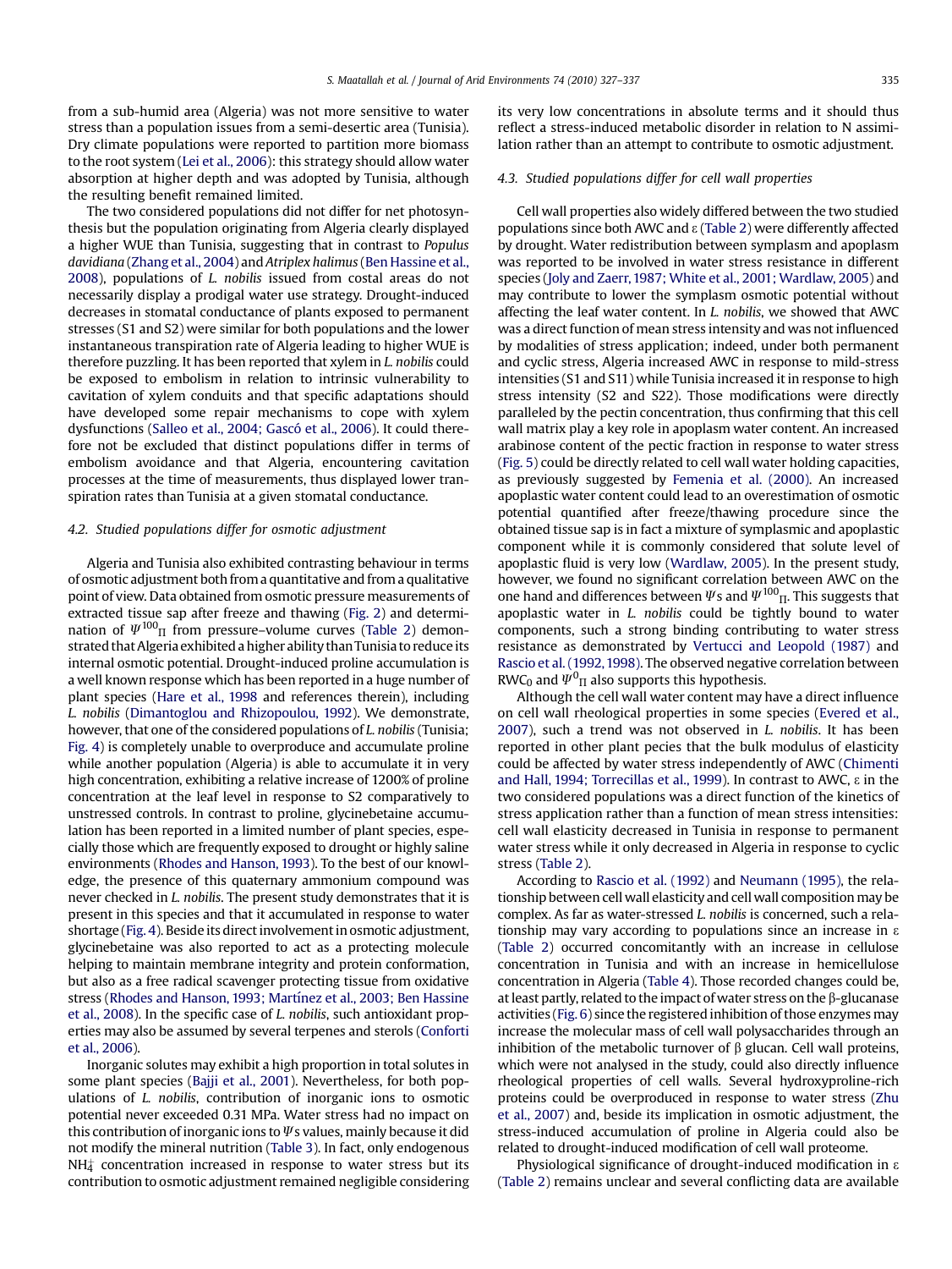from a sub-humid area (Algeria) was not more sensitive to water stress than a population issues from a semi-desertic area (Tunisia). Dry climate populations were reported to partition more biomass to the root system (Lei et al., 2006): this strategy should allow water absorption at higher depth and was adopted by Tunisia, although the resulting benefit remained limited.

The two considered populations did not differ for net photosynthesis but the population originating from Algeria clearly displayed a higher WUE than Tunisia, suggesting that in contrast to *Populus davidiana* (Zhang et al., 2004) and *Atriplex halimus* (Ben Hassine et al., 2008), populations of *L. nobilis* issued from costal areas do not necessarily display a prodigal water use strategy. Drought-induced decreases in stomatal conductance of plants exposed to permanent stresses (S1 and S2) were similar for both populations and the lower instantaneous transpiration rate of Algeria leading to higher WUE is therefore puzzling. It has been reported that xylem in *L. nobilis* could be exposed to embolism in relation to intrinsic vulnerability to cavitation of xylem conduits and that specific adaptations should have developed some repair mechanisms to cope with xylem dysfunctions (Salleo et al., 2004; Gascó et al., 2006). It could therefore not be excluded that distinct populations differ in terms of embolism avoidance and that Algeria, encountering cavitation processes at the time of measurements, thus displayed lower transpiration rates than Tunisia at a given stomatal conductance.

### 4.2. Studied populations differ for osmotic adjustment

Algeria and Tunisia also exhibited contrasting behaviour in terms of osmotic adjustment both from a quantitative and from a qualitative point of view. Data obtained from osmotic pressure measurements of extracted tissue sap after freeze and thawing (Fig. 2) and determination of $\Psi^{100}_{\Pi}$ from pressure–volume curves (Table 2) demonstrated that Algeria exhibited a higher ability than Tunisia to reduce its internal osmotic potential. Drought-induced proline accumulation is a well known response which has been reported in a huge number of plant species (Hare et al., 1998 and references therein), including *L. nobilis* (Dimantoglou and Rhizopoulou, 1992). We demonstrate, however, that one of the considered populations of *L. nobilis* (Tunisia; Fig. 4) is completely unable to overproduce and accumulate proline while another population (Algeria) is able to accumulate it in very high concentration, exhibiting a relative increase of 1200% of proline concentration at the leaf level in response to S2 comparatively to unstressed controls. In contrast to proline, glycinebetaine accumulation has been reported in a limited number of plant species, especially those which are frequently exposed to drought or highly saline environments (Rhodes and Hanson, 1993). To the best of our knowledge, the presence of this quaternary ammonium compound was never checked in *L. nobilis*. The present study demonstrates that it is present in this species and that it accumulated in response to water shortage (Fig. 4). Beside its direct involvement in osmotic adjustment, glycinebetaine was also reported to act as a protecting molecule helping to maintain membrane integrity and protein conformation, but also as a free radical scavenger protecting tissue from oxidative stress (Rhodes and Hanson, 1993; Martínez et al., 2003; Ben Hassine et al., 2008). In the specific case of *L. nobilis*, such antioxidant properties may also be assumed by several terpenes and sterols (Conforti et al., 2006).

Inorganic solutes may exhibit a high proportion in total solutes in some plant species (Bajji et al., 2001). Nevertheless, for both populations of *L. nobilis*, contribution of inorganic ions to osmotic potential never exceeded 0.31 MPa. Water stress had no impact on this contribution of inorganic ions to $\Psi$s values, mainly because it did not modify the mineral nutrition (Table 3). In fact, only endogenous $NH_4^+$ concentration increased in response to water stress but its contribution to osmotic adjustment remained negligible considering its very low concentrations in absolute terms and it should thus reflect a stress-induced metabolic disorder in relation to N assimilation rather than an attempt to contribute to osmotic adjustment.

### 4.3. Studied populations differ for cell wall properties

Cell wall properties also widely differed between the two studied populations since both AWC and ε (Table 2) were differently affected by drought. Water redistribution between symplasm and apoplasm was reported to be involved in water stress resistance in different species (Joly and Zaerr, 1987; White et al., 2001; Wardlaw, 2005) and may contribute to lower the symplasm osmotic potential without affecting the leaf water content. In *L. nobilis*, we showed that AWC was a direct function of mean stress intensity and was not influenced by modalities of stress application; indeed, under both permanent and cyclic stress, Algeria increased AWC in response to mild-stress intensities (S1 and S11) while Tunisia increased it in response to high stress intensity (S2 and S22). Those modifications were directly paralleled by the pectin concentration, thus confirming that this cell wall matrix play a key role in apoplasm water content. An increased arabinose content of the pectic fraction in response to water stress (Fig. 5) could be directly related to cell wall water holding capacities, as previously suggested by Femenia et al. (2000). An increased apoplastic water content could lead to an overestimation of osmotic potential quantified after freeze/thawing procedure since the obtained tissue sap is in fact a mixture of symplasmic and apoplastic component while it is commonly considered that solute level of apoplastic fluid is very low (Wardlaw, 2005). In the present study, however, we found no significant correlation between AWC on the one hand and differences between $\Psi$s and $\Psi^{100}_{\Pi}$. This suggests that apoplastic water in *L. nobilis* could be tightly bound to water components, such a strong binding contributing to water stress resistance as demonstrated by Vertucci and Leopold (1987) and Rascio et al. (1992, 1998). The observed negative correlation between $RWC_0$ and $\Psi^{0}_{\Pi}$ also supports this hypothesis.

Although the cell wall water content may have a direct influence on cell wall rheological properties in some species (Evered et al., 2007), such a trend was not observed in *L. nobilis*. It has been reported in other plant pecies that the bulk modulus of elasticity could be affected by water stress independently of AWC (Chimenti and Hall, 1994; Torrecillas et al., 1999). In contrast to AWC, ε in the two considered populations was a direct function of the kinetics of stress application rather than a function of mean stress intensities: cell wall elasticity decreased in Tunisia in response to permanent water stress while it only decreased in Algeria in response to cyclic stress (Table 2).

According to Rascio et al. (1992) and Neumann (1995), the relationship between cell wall elasticity and cell wall composition may be complex. As far as water-stressed *L. nobilis* is concerned, such a relationship may vary according to populations since an increase in ε (Table 2) occurred concomitantly with an increase in cellulose concentration in Tunisia and with an increase in hemicellulose concentration in Algeria (Table 4). Those recorded changes could be, at least partly, related to the impact of water stress on the β-glucanase activities (Fig. 6) since the registered inhibition of those enzymes may increase the molecular mass of cell wall polysaccharides through an inhibition of the metabolic turnover of β glucan. Cell wall proteins, which were not analysed in the study, could also directly influence rheological properties of cell walls. Several hydroxyproline-rich proteins could be overproduced in response to water stress (Zhu et al., 2007) and, beside its implication in osmotic adjustment, the stress-induced accumulation of proline in Algeria could also be related to drought-induced modification of cell wall proteome.

Physiological significance of drought-induced modification in ε (Table 2) remains unclear and several conflicting data are available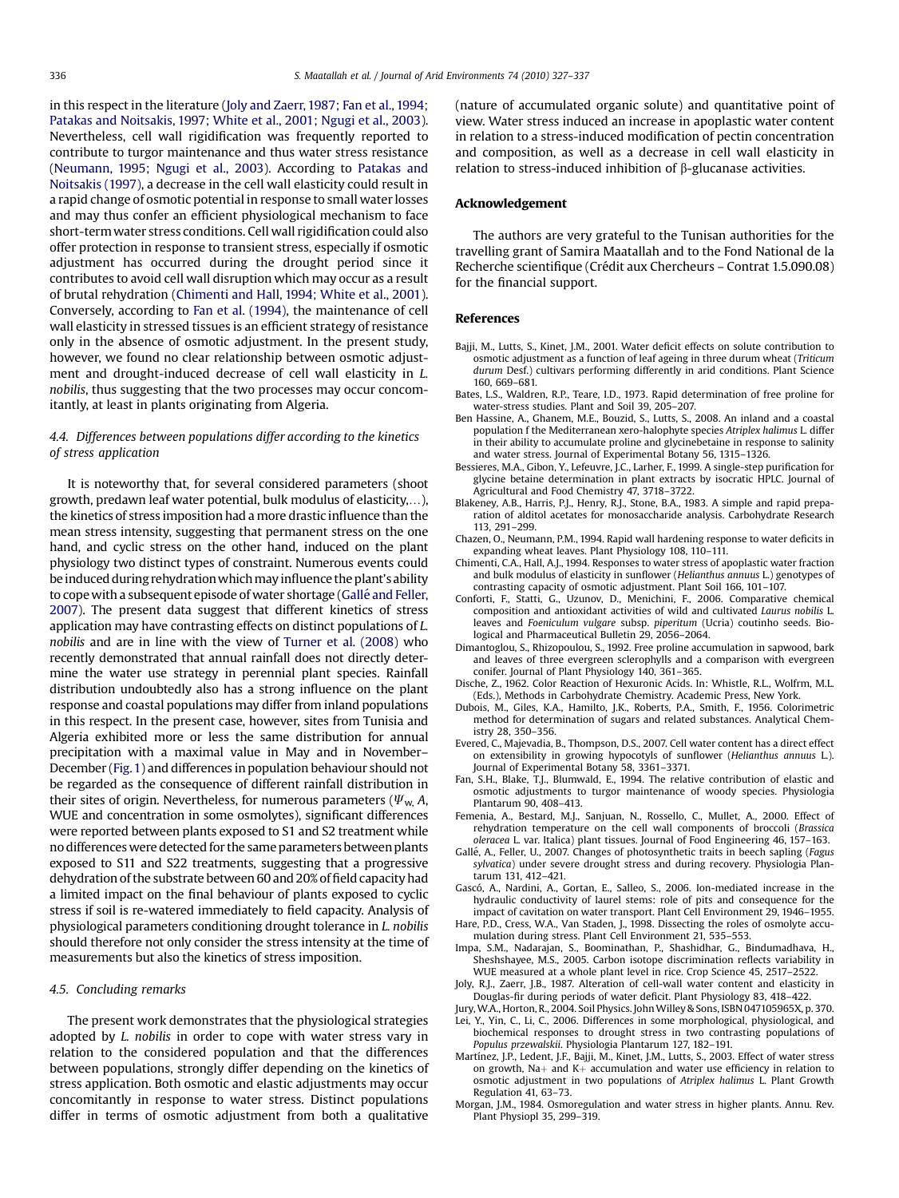in this respect in the literature (Joly and Zaerr, 1987; Fan et al., 1994; Patakas and Noitsakis, 1997; White et al., 2001; Ngugi et al., 2003). Nevertheless, cell wall rigidification was frequently reported to contribute to turgor maintenance and thus water stress resistance (Neumann, 1995; Ngugi et al., 2003). According to Patakas and Noitsakis (1997), a decrease in the cell wall elasticity could result in a rapid change of osmotic potential in response to small water losses and may thus confer an efficient physiological mechanism to face short-term water stress conditions. Cell wall rigidification could also offer protection in response to transient stress, especially if osmotic adjustment has occurred during the drought period since it contributes to avoid cell wall disruption which may occur as a result of brutal rehydration (Chimenti and Hall, 1994; White et al., 2001). Conversely, according to Fan et al. (1994), the maintenance of cell wall elasticity in stressed tissues is an efficient strategy of resistance only in the absence of osmotic adjustment. In the present study, however, we found no clear relationship between osmotic adjustment and drought-induced decrease of cell wall elasticity in *L. nobilis*, thus suggesting that the two processes may occur concomitantly, at least in plants originating from Algeria.

### 4.4. Differences between populations differ according to the kinetics of stress application

It is noteworthy that, for several considered parameters (shoot growth, predawn leaf water potential, bulk modulus of elasticity,...), the kinetics of stress imposition had a more drastic influence than the mean stress intensity, suggesting that permanent stress on the one hand, and cyclic stress on the other hand, induced on the plant physiology two distinct types of constraint. Numerous events could be induced during rehydration which may influence the plant's ability to cope with a subsequent episode of water shortage (Gallé and Feller, 2007). The present data suggest that different kinetics of stress application may have contrasting effects on distinct populations of *L. nobilis* and are in line with the view of Turner et al. (2008) who recently demonstrated that annual rainfall does not directly determine the water use strategy in perennial plant species. Rainfall distribution undoubtedly also has a strong influence on the plant response and coastal populations may differ from inland populations in this respect. In the present case, however, sites from Tunisia and Algeria exhibited more or less the same distribution for annual precipitation with a maximal value in May and in November–December (Fig. 1) and differences in population behaviour should not be regarded as the consequence of different rainfall distribution in their sites of origin. Nevertheless, for numerous parameters ($\Psi_w$, *A*, WUE and concentration in some osmolytes), significant differences were reported between plants exposed to S1 and S2 treatment while no differences were detected for the same parameters between plants exposed to S11 and S22 treatments, suggesting that a progressive dehydration of the substrate between 60 and 20% of field capacity had a limited impact on the final behaviour of plants exposed to cyclic stress if soil is re-watered immediately to field capacity. Analysis of physiological parameters conditioning drought tolerance in *L. nobilis* should therefore not only consider the stress intensity at the time of measurements but also the kinetics of stress imposition.

### 4.5. Concluding remarks

The present work demonstrates that the physiological strategies adopted by *L. nobilis* in order to cope with water stress vary in relation to the considered population and that the differences between populations, strongly differ depending on the kinetics of stress application. Both osmotic and elastic adjustments may occur concomitantly in response to water stress. Distinct populations differ in terms of osmotic adjustment from both a qualitative (nature of accumulated organic solute) and quantitative point of view. Water stress induced an increase in apoplastic water content in relation to a stress-induced modification of pectin concentration and composition, as well as a decrease in cell wall elasticity in relation to stress-induced inhibition of β-glucanase activities.

## Acknowledgement

The authors are very grateful to the Tunisan authorities for the travelling grant of Samira Maatallah and to the Fond National de la Recherche scientifique (Crédit aux Chercheurs – Contrat 1.5.090.08) for the financial support.

## References

Bajji, M., Lutts, S., Kinet, J.M., 2001. Water deficit effects on solute contribution to osmotic adjustment as a function of leaf ageing in three durum wheat (*Triticum durum* Desf.) cultivars performing differently in arid conditions. Plant Science 160, 669–681.

Bates, L.S., Waldren, R.P., Teare, I.D., 1973. Rapid determination of free proline for water-stress studies. Plant and Soil 39, 205–207.

Ben Hassine, A., Ghanem, M.E., Bouzid, S., Lutts, S., 2008. An inland and a coastal population f the Mediterranean xero-halophyte species *Atriplex halimus* L. differ in their ability to accumulate proline and glycinebetaine in response to salinity and water stress. Journal of Experimental Botany 56, 1315–1326.

Bessieres, M.A., Gibon, Y., Lefeuvre, J.C., Larher, F., 1999. A single-step purification for glycine betaine determination in plant extracts by isocratic HPLC. Journal of Agricultural and Food Chemistry 47, 3718–3722.

Blakeney, A.B., Harris, P.J., Henry, R.J., Stone, B.A., 1983. A simple and rapid preparation of alditol acetates for monosaccharide analysis. Carbohydrate Research 113, 291–299.

Chazen, O., Neumann, P.M., 1994. Rapid wall hardening response to water deficits in expanding wheat leaves. Plant Physiology 108, 110–111.

Chimenti, C.A., Hall, A.J., 1994. Responses to water stress of apoplastic water fraction and bulk modulus of elasticity in sunflower (*Helianthus annuus* L.) genotypes of contrasting capacity of osmotic adjustment. Plant Soil 166, 101–107.

Conforti, F., Statti, G., Uzunov, D., Menichini, F., 2006. Comparative chemical composition and antioxidant activities of wild and cultivated *Laurus nobilis* L. leaves and *Foeniculum vulgare* subsp. *piperitum* (Ucria) coutinho seeds. Biological and Pharmaceutical Bulletin 29, 2056–2064.

Dimantoglou, S., Rhizopoulou, S., 1992. Free proline accumulation in sapwood, bark and leaves of three evergreen sclerophylls and a comparison with evergreen conifer. Journal of Plant Physiology 140, 361–365.

Dische, Z., 1962. Color Reaction of Hexuronic Acids. In: Whistle, R.L., Wolfrm, M.L. (Eds.), Methods in Carbohydrate Chemistry. Academic Press, New York.

Dubois, M., Giles, K.A., Hamilto, J.K., Roberts, P.A., Smith, F., 1956. Colorimetric method for determination of sugars and related substances. Analytical Chemistry 28, 350–356.

Evered, C., Majevadia, B., Thompson, D.S., 2007. Cell water content has a direct effect on extensibility in growing hypocotyls of sunflower (*Helianthus annuus* L.). Journal of Experimental Botany 58, 3361–3371.

Fan, S.H., Blake, T.J., Blumwald, E., 1994. The relative contribution of elastic and osmotic adjustments to turgor maintenance of woody species. Physiologia Plantarum 90, 408–413.

Femenia, A., Bestard, M.J., Sanjuan, N., Rossello, C., Mullet, A., 2000. Effect of rehydration temperature on the cell wall components of broccoli (*Brassica oleracea* L. var. Italica) plant tissues. Journal of Food Engineering 46, 157–163.

Gallé, A., Feller, U., 2007. Changes of photosynthetic traits in beech sapling (*Fagus sylvatica*) under severe drought stress and during recovery. Physiologia Plantarum 131, 412–421.

Gascó, A., Nardini, A., Gortan, E., Salleo, S., 2006. Ion-mediated increase in the hydraulic conductivity of laurel stems: role of pits and consequence for the impact of cavitation on water transport. Plant Cell Environment 29, 1946–1955.

Hare, P.D., Cress, W.A., Van Staden, J., 1998. Dissecting the roles of osmolyte accumulation during stress. Plant Cell Environment 21, 535–553.

Impa, S.M., Nadarajan, S., Boominathan, P., Shashidhar, G., Bindumadhava, H., Sheshshayee, M.S., 2005. Carbon isotope discrimination reflects variability in WUE measured at a whole plant level in rice. Crop Science 45, 2517–2522.

Joly, R.J., Zaerr, J.B., 1987. Alteration of cell-wall water content and elasticity in Douglas-fir during periods of water deficit. Plant Physiology 83, 418–422.

Jury, W.A., Horton, R., 2004. Soil Physics. John Willey & Sons, ISBN 047105965X, p. 370.

Lei, Y., Yin, C., Li, C., 2006. Differences in some morphological, physiological, and biochemical responses to drought stress in two contrasting populations of *Populus przewalskii*. Physiologia Plantarum 127, 182–191.

Martínez, J.P., Ledent, J.F., Bajji, M., Kinet, J.M., Lutts, S., 2003. Effect of water stress on growth, Na+ and K+ accumulation and water use efficiency in relation to osmotic adjustment in two populations of *Atriplex halimus* L. Plant Growth Regulation 41, 63–73.

Morgan, J.M., 1984. Osmoregulation and water stress in higher plants. Annu. Rev. Plant Physiopl 35, 299–319.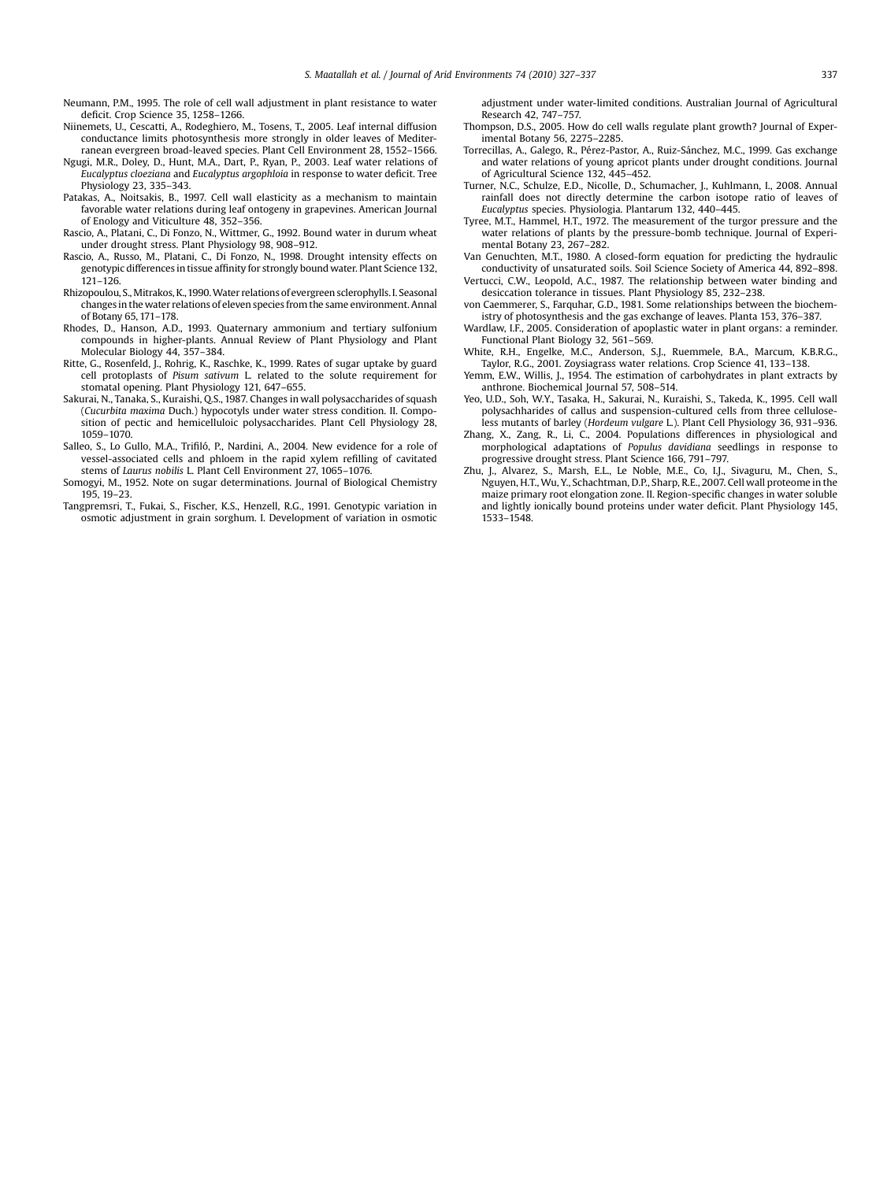Neumann, P.M., 1995. The role of cell wall adjustment in plant resistance to water deficit. Crop Science 35, 1258–1266.

Niinemets, U., Cescatti, A., Rodeghiero, M., Tosens, T., 2005. Leaf internal diffusion conductance limits photosynthesis more strongly in older leaves of Mediterranean evergreen broad-leaved species. Plant Cell Environment 28, 1552–1566.

Ngugi, M.R., Doley, D., Hunt, M.A., Dart, P., Ryan, P., 2003. Leaf water relations of *Eucalyptus cloeziana* and *Eucalyptus argophloia* in response to water deficit. Tree Physiology 23, 335–343.

Patakas, A., Noitsakis, B., 1997. Cell wall elasticity as a mechanism to maintain favorable water relations during leaf ontogeny in grapevines. American Journal of Enology and Viticulture 48, 352–356.

Rascio, A., Platani, C., Di Fonzo, N., Wittmer, G., 1992. Bound water in durum wheat under drought stress. Plant Physiology 98, 908–912.

Rascio, A., Russo, M., Platani, C., Di Fonzo, N., 1998. Drought intensity effects on genotypic differences in tissue affinity for strongly bound water. Plant Science 132, 121–126.

Rhizopoulou, S., Mitrakos, K., 1990. Water relations of evergreen sclerophylls. I. Seasonal changes in the water relations of eleven species from the same environment. Annal of Botany 65, 171–178.

Rhodes, D., Hanson, A.D., 1993. Quaternary ammonium and tertiary sulfonium compounds in higher-plants. Annual Review of Plant Physiology and Plant Molecular Biology 44, 357–384.

Ritte, G., Rosenfeld, J., Rohrig, K., Raschke, K., 1999. Rates of sugar uptake by guard cell protoplasts of *Pisum sativum* L. related to the solute requirement for stomatal opening. Plant Physiology 121, 647–655.

Sakurai, N., Tanaka, S., Kuraishi, Q.S., 1987. Changes in wall polysaccharides of squash (*Cucurbita maxima* Duch.) hypocotyls under water stress condition. II. Composition of pectic and hemicelluloic polysaccharides. Plant Cell Physiology 28, 1059–1070.

Salleo, S., Lo Gullo, M.A., Trifiló, P., Nardini, A., 2004. New evidence for a role of vessel-associated cells and phloem in the rapid xylem refilling of cavitated stems of *Laurus nobilis* L. Plant Cell Environment 27, 1065–1076.

Somogyi, M., 1952. Note on sugar determinations. Journal of Biological Chemistry 195, 19–23.

Tangpremsri, T., Fukai, S., Fischer, K.S., Henzell, R.G., 1991. Genotypic variation in osmotic adjustment in grain sorghum. I. Development of variation in osmotic adjustment under water-limited conditions. Australian Journal of Agricultural Research 42, 747–757.

Thompson, D.S., 2005. How do cell walls regulate plant growth? Journal of Experimental Botany 56, 2275–2285.

Torrecillas, A., Galego, R., Pérez-Pastor, A., Ruiz-Sánchez, M.C., 1999. Gas exchange and water relations of young apricot plants under drought conditions. Journal of Agricultural Science 132, 445–452.

Turner, N.C., Schulze, E.D., Nicolle, D., Schumacher, J., Kuhlmann, I., 2008. Annual rainfall does not directly determine the carbon isotope ratio of leaves of *Eucalyptus* species. Physiologia. Plantarum 132, 440–445.

Tyree, M.T., Hammel, H.T., 1972. The measurement of the turgor pressure and the water relations of plants by the pressure-bomb technique. Journal of Experimental Botany 23, 267–282.

Van Genuchten, M.T., 1980. A closed-form equation for predicting the hydraulic conductivity of unsaturated soils. Soil Science Society of America 44, 892–898.

Vertucci, C.W., Leopold, A.C., 1987. The relationship between water binding and desiccation tolerance in tissues. Plant Physiology 85, 232–238.

von Caemmerer, S., Farquhar, G.D., 1981. Some relationships between the biochemistry of photosynthesis and the gas exchange of leaves. Planta 153, 376–387.

Wardlaw, I.F., 2005. Consideration of apoplastic water in plant organs: a reminder. Functional Plant Biology 32, 561–569.

White, R.H., Engelke, M.C., Anderson, S.J., Ruemmele, B.A., Marcum, K.B.R.G., Taylor, R.G., 2001. Zoysiagrass water relations. Crop Science 41, 133–138.

Yemm, E.W., Willis, J., 1954. The estimation of carbohydrates in plant extracts by anthrone. Biochemical Journal 57, 508–514.

Yeo, U.D., Soh, W.Y., Tasaka, H., Sakurai, N., Kuraishi, S., Takeda, K., 1995. Cell wall polysachharides of callus and suspension-cultured cells from three celluloseless mutants of barley (*Hordeum vulgare* L.). Plant Cell Physiology 36, 931–936.

Zhang, X., Zang, R., Li, C., 2004. Populations differences in physiological and morphological adaptations of *Populus davidiana* seedlings in response to progressive drought stress. Plant Science 166, 791–797.

Zhu, J., Alvarez, S., Marsh, E.L., Le Noble, M.E., Co, I.J., Sivaguru, M., Chen, S., Nguyen, H.T., Wu, Y., Schachtman, D.P., Sharp, R.E., 2007. Cell wall proteome in the maize primary root elongation zone. II. Region-specific changes in water soluble and lightly ionically bound proteins under water deficit. Plant Physiology 145, 1533–1548.